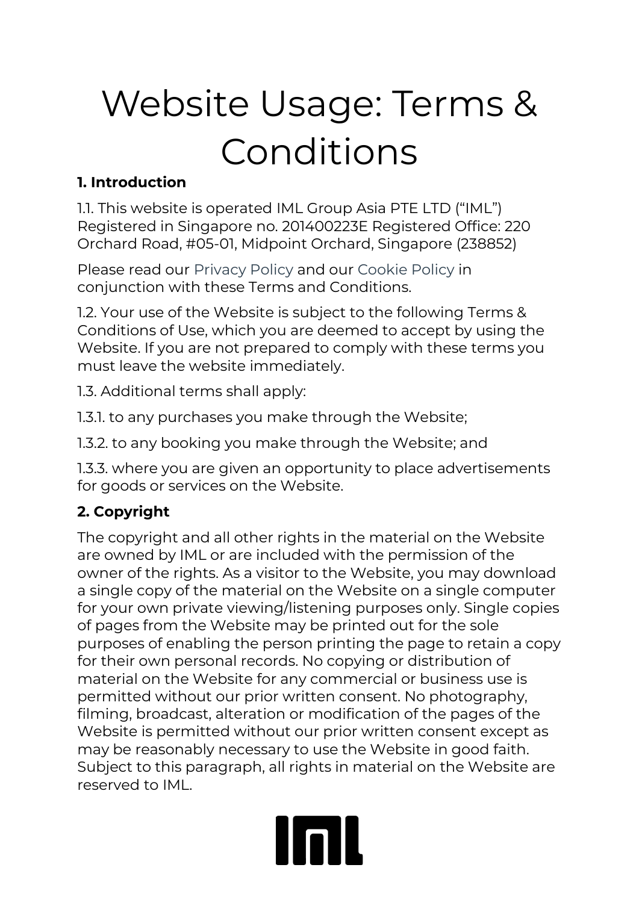# Website Usage: Terms & Conditions

## 1. Introduction

1.1. This website is operated IML Group Asia PTE LTD (“IML”) Registered in Singapore no. 201400223E Registered Office: 220 Orchard Road, #05-01, Midpoint Orchard, Singapore (238852)

Please read our Privacy Policy and our Cookie Policy in conjunction with these Terms and Conditions.

1.2. Your use of the Website is subject to the following Terms & Conditions of Use, which you are deemed to accept by using the Website. If you are not prepared to comply with these terms you must leave the website immediately.

1.3. Additional terms shall apply:

1.3.1. to any purchases you make through the Website;

1.3.2. to any booking you make through the Website; and

1.3.3. where you are given an opportunity to place advertisements for goods or services on the Website.

## 2. Copyright

The copyright and all other rights in the material on the Website are owned by IML or are included with the permission of the owner of the rights. As a visitor to the Website, you may download a single copy of the material on the Website on a single computer for your own private viewing/listening purposes only. Single copies of pages from the Website may be printed out for the sole purposes of enabling the person printing the page to retain a copy for their own personal records. No copying or distribution of material on the Website for any commercial or business use is permitted without our prior written consent. No photography, filming, broadcast, alteration or modification of the pages of the Website is permitted without our prior written consent except as may be reasonably necessary to use the Website in good faith. Subject to this paragraph, all rights in material on the Website are reserved to IML.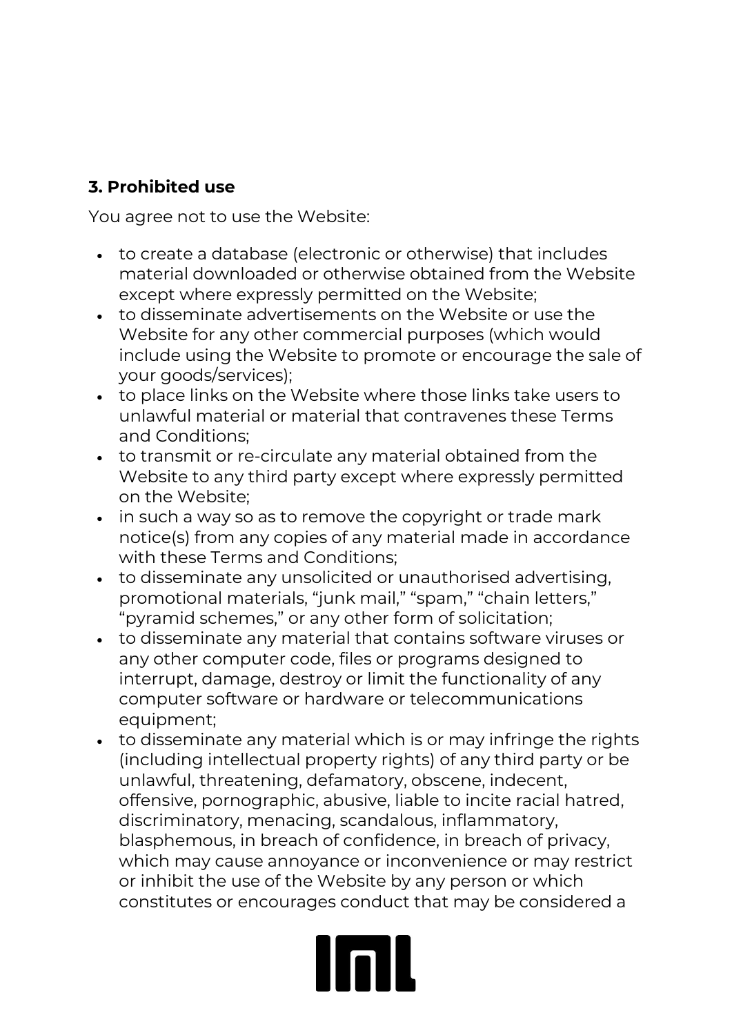## 3. Prohibited use

You agree not to use the Website:

- to create a database (electronic or otherwise) that includes material downloaded or otherwise obtained from the Website except where expressly permitted on the Website;
- to disseminate advertisements on the Website or use the Website for any other commercial purposes (which would include using the Website to promote or encourage the sale of your goods/services);
- to place links on the Website where those links take users to unlawful material or material that contravenes these Terms and Conditions;
- to transmit or re-circulate any material obtained from the Website to any third party except where expressly permitted on the Website;
- in such a way so as to remove the copyright or trade mark notice(s) from any copies of any material made in accordance with these Terms and Conditions;
- to disseminate any unsolicited or unauthorised advertising, promotional materials, "junk mail," "spam," "chain letters," "pyramid schemes," or any other form of solicitation;
- to disseminate any material that contains software viruses or any other computer code, files or programs designed to interrupt, damage, destroy or limit the functionality of any computer software or hardware or telecommunications equipment;
- to disseminate any material which is or may infringe the rights (including intellectual property rights) of any third party or be unlawful, threatening, defamatory, obscene, indecent, offensive, pornographic, abusive, liable to incite racial hatred, discriminatory, menacing, scandalous, inflammatory, blasphemous, in breach of confidence, in breach of privacy, which may cause annoyance or inconvenience or may restrict or inhibit the use of the Website by any person or which constitutes or encourages conduct that may be considered a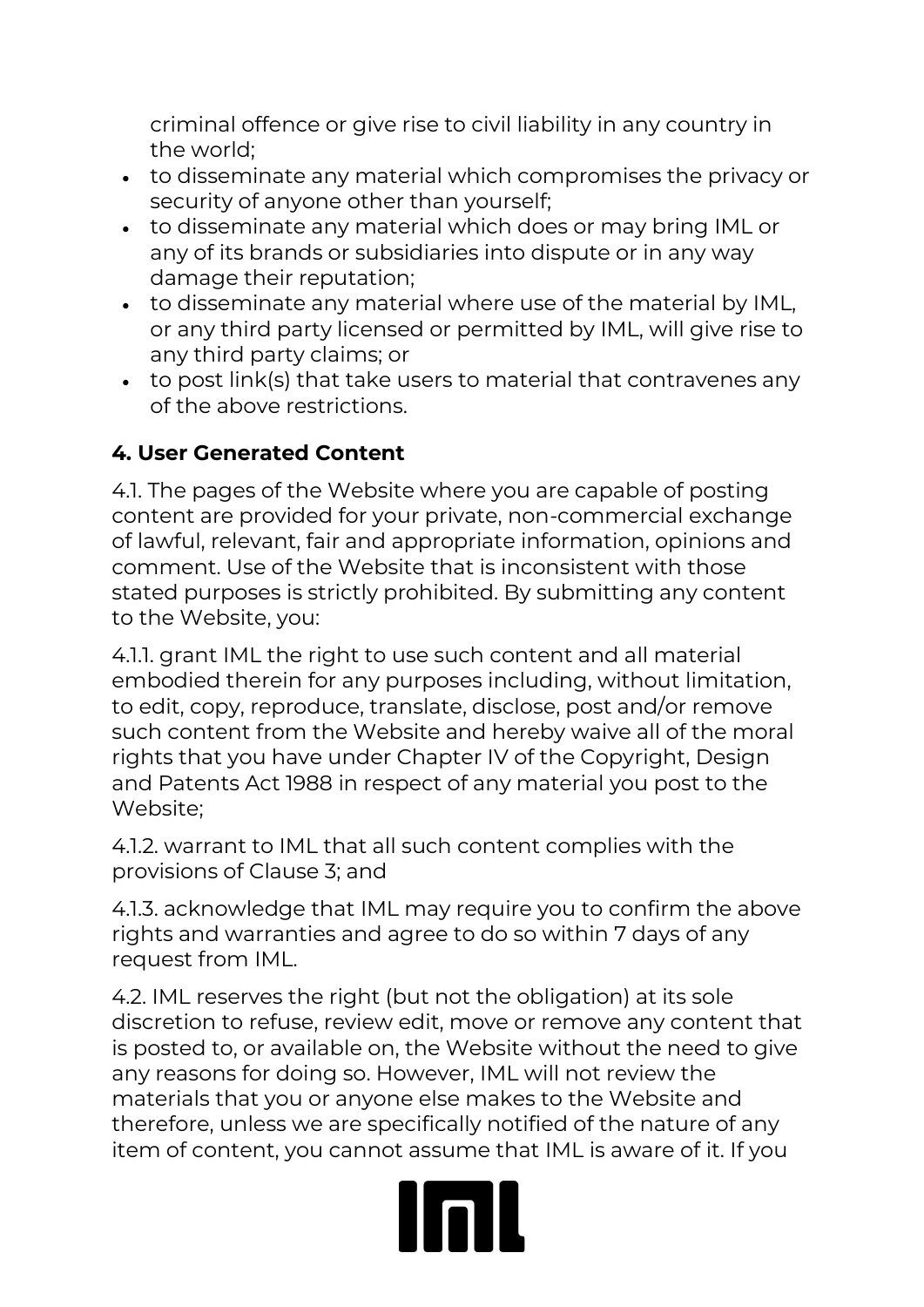criminal offence or give rise to civil liability in any country in the world;

- to disseminate any material which compromises the privacy or security of anyone other than yourself;
- to disseminate any material which does or may bring IML or any of its brands or subsidiaries into dispute or in any way damage their reputation;
- to disseminate any material where use of the material by IML, or any third party licensed or permitted by IML, will give rise to any third party claims; or
- to post link(s) that take users to material that contravenes any of the above restrictions.

## 4. User Generated Content

4.1. The pages of the Website where you are capable of posting content are provided for your private, non-commercial exchange of lawful, relevant, fair and appropriate information, opinions and comment. Use of the Website that is inconsistent with those stated purposes is strictly prohibited. By submitting any content to the Website, you:

4.1.1. grant IML the right to use such content and all material embodied therein for any purposes including, without limitation, to edit, copy, reproduce, translate, disclose, post and/or remove such content from the Website and hereby waive all of the moral rights that you have under Chapter IV of the Copyright, Design and Patents Act 1988 in respect of any material you post to the Website;

4.1.2. warrant to IML that all such content complies with the provisions of Clause 3; and

4.1.3. acknowledge that IML may require you to confirm the above rights and warranties and agree to do so within 7 days of any request from IML.

4.2. IML reserves the right (but not the obligation) at its sole discretion to refuse, review edit, move or remove any content that is posted to, or available on, the Website without the need to give any reasons for doing so. However, IML will not review the materials that you or anyone else makes to the Website and therefore, unless we are specifically notified of the nature of any item of content, you cannot assume that IML is aware of it. If you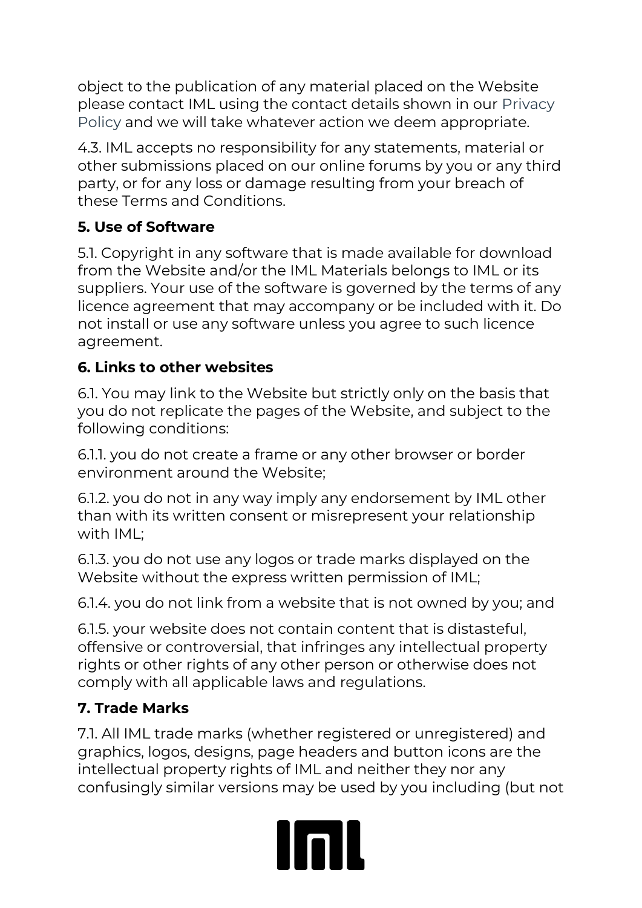object to the publication of any material placed on the Website please contact IML using the contact details shown in our Privacy Policy and we will take whatever action we deem appropriate.

4.3. IML accepts no responsibility for any statements, material or other submissions placed on our online forums by you or any third party, or for any loss or damage resulting from your breach of these Terms and Conditions.

**5. Use of Software**

5.1. Copyright in any software that is made available for download from the Website and/or the IML Materials belongs to IML or its suppliers. Your use of the software is governed by the terms of any licence agreement that may accompany or be included with it. Do not install or use any software unless you agree to such licence agreement.

**6. Links to other websites**

6.1. You may link to the Website but strictly only on the basis that you do not replicate the pages of the Website, and subject to the following conditions:

6.1.1. you do not create a frame or any other browser or border environment around the Website;

6.1.2. you do not in any way imply any endorsement by IML other than with its written consent or misrepresent your relationship with IML;

6.1.3. you do not use any logos or trade marks displayed on the Website without the express written permission of IML;

6.1.4. you do not link from a website that is not owned by you; and

6.1.5. your website does not contain content that is distasteful, offensive or controversial, that infringes any intellectual property rights or other rights of any other person or otherwise does not comply with all applicable laws and regulations.

**7. Trade Marks**

7.1. All IML trade marks (whether registered or unregistered) and graphics, logos, designs, page headers and button icons are the intellectual property rights of IML and neither they nor any confusingly similar versions may be used by you including (but not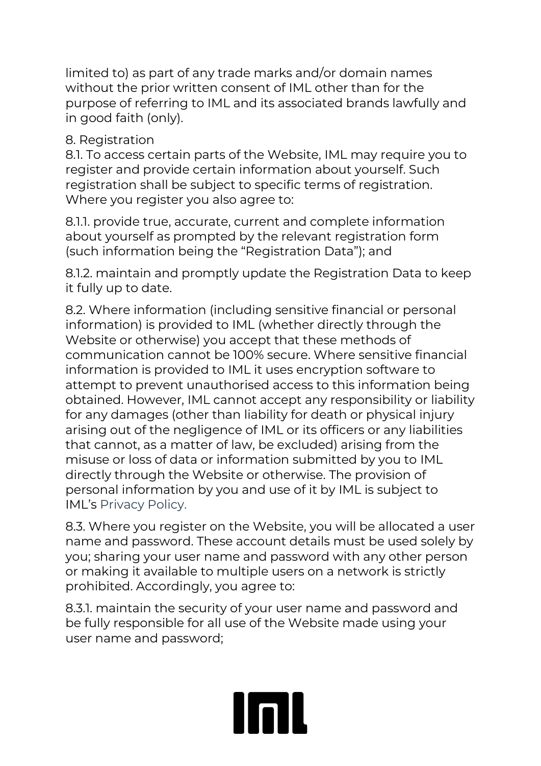limited to) as part of any trade marks and/or domain names without the prior written consent of IML other than for the purpose of referring to IML and its associated brands lawfully and in good faith (only).

## 8. Registration

8.1. To access certain parts of the Website, IML may require you to register and provide certain information about yourself. Such registration shall be subject to specific terms of registration. Where you register you also agree to:

8.1.1. provide true, accurate, current and complete information about yourself as prompted by the relevant registration form (such information being the "Registration Data"); and

8.1.2. maintain and promptly update the Registration Data to keep it fully up to date.

8.2. Where information (including sensitive financial or personal information) is provided to IML (whether directly through the Website or otherwise) you accept that these methods of communication cannot be 100% secure. Where sensitive financial information is provided to IML it uses encryption software to attempt to prevent unauthorised access to this information being obtained. However, IML cannot accept any responsibility or liability for any damages (other than liability for death or physical injury arising out of the negligence of IML or its officers or any liabilities that cannot, as a matter of law, be excluded) arising from the misuse or loss of data or information submitted by you to IML directly through the Website or otherwise. The provision of personal information by you and use of it by IML is subject to IML's Privacy Policy.

8.3. Where you register on the Website, you will be allocated a user name and password. These account details must be used solely by you; sharing your user name and password with any other person or making it available to multiple users on a network is strictly prohibited. Accordingly, you agree to:

8.3.1. maintain the security of your user name and password and be fully responsible for all use of the Website made using your user name and password;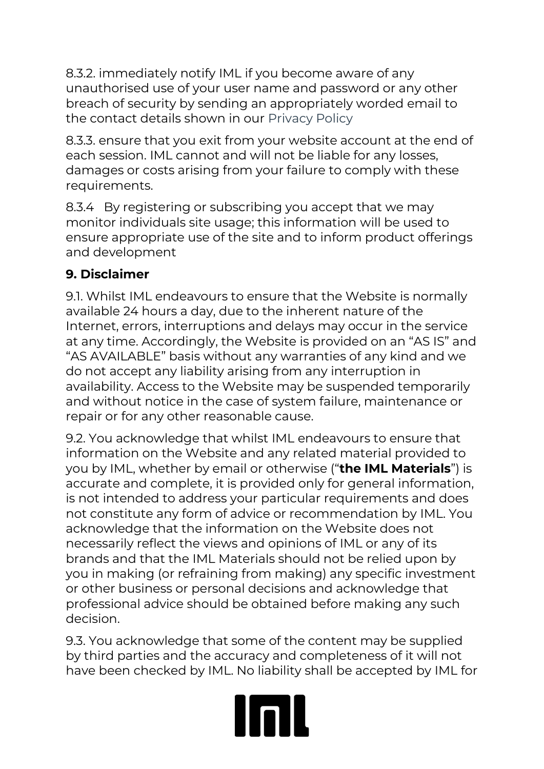8.3.2. immediately notify IML if you become aware of any unauthorised use of your user name and password or any other breach of security by sending an appropriately worded email to the contact details shown in our Privacy Policy

8.3.3. ensure that you exit from your website account at the end of each session. IML cannot and will not be liable for any losses, damages or costs arising from your failure to comply with these requirements.

8.3.4 By registering or subscribing you accept that we may monitor individuals site usage; this information will be used to ensure appropriate use of the site and to inform product offerings and development

## 9. Disclaimer

9.1. Whilst IML endeavours to ensure that the Website is normally available 24 hours a day, due to the inherent nature of the Internet, errors, interruptions and delays may occur in the service at any time. Accordingly, the Website is provided on an "AS IS" and "AS AVAILABLE" basis without any warranties of any kind and we do not accept any liability arising from any interruption in availability. Access to the Website may be suspended temporarily and without notice in the case of system failure, maintenance or repair or for any other reasonable cause.

9.2. You acknowledge that whilst IML endeavours to ensure that information on the Website and any related material provided to you by IML, whether by email or otherwise ("**the IML Materials**") is accurate and complete, it is provided only for general information, is not intended to address your particular requirements and does not constitute any form of advice or recommendation by IML. You acknowledge that the information on the Website does not necessarily reflect the views and opinions of IML or any of its brands and that the IML Materials should not be relied upon by you in making (or refraining from making) any specific investment or other business or personal decisions and acknowledge that professional advice should be obtained before making any such decision.

9.3. You acknowledge that some of the content may be supplied by third parties and the accuracy and completeness of it will not have been checked by IML. No liability shall be accepted by IML for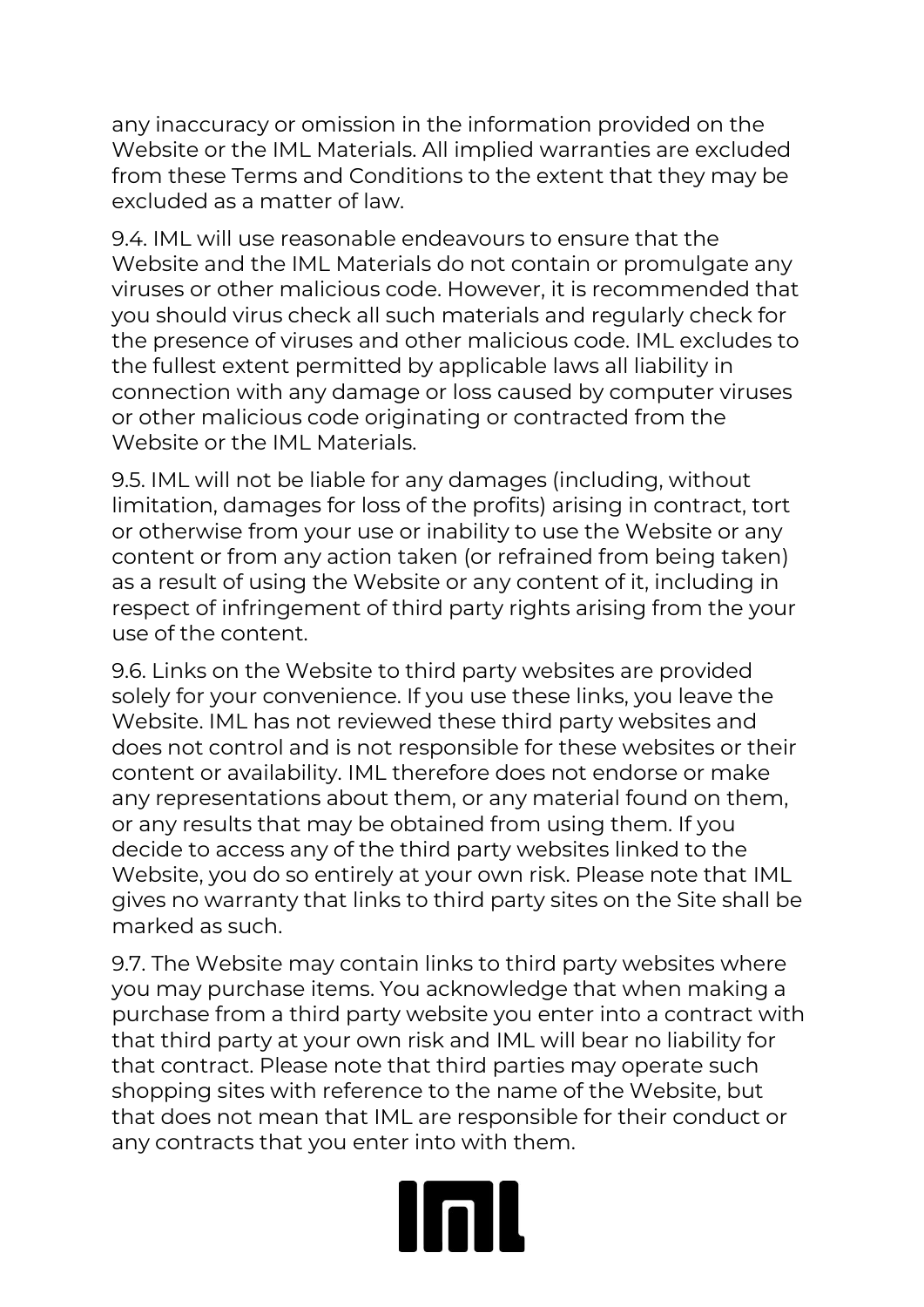any inaccuracy or omission in the information provided on the Website or the IML Materials. All implied warranties are excluded from these Terms and Conditions to the extent that they may be excluded as a matter of law.

9.4. IML will use reasonable endeavours to ensure that the Website and the IML Materials do not contain or promulgate any viruses or other malicious code. However, it is recommended that you should virus check all such materials and regularly check for the presence of viruses and other malicious code. IML excludes to the fullest extent permitted by applicable laws all liability in connection with any damage or loss caused by computer viruses or other malicious code originating or contracted from the Website or the IML Materials.

9.5. IML will not be liable for any damages (including, without limitation, damages for loss of the profits) arising in contract, tort or otherwise from your use or inability to use the Website or any content or from any action taken (or refrained from being taken) as a result of using the Website or any content of it, including in respect of infringement of third party rights arising from the your use of the content.

9.6. Links on the Website to third party websites are provided solely for your convenience. If you use these links, you leave the Website. IML has not reviewed these third party websites and does not control and is not responsible for these websites or their content or availability. IML therefore does not endorse or make any representations about them, or any material found on them, or any results that may be obtained from using them. If you decide to access any of the third party websites linked to the Website, you do so entirely at your own risk. Please note that IML gives no warranty that links to third party sites on the Site shall be marked as such.

9.7. The Website may contain links to third party websites where you may purchase items. You acknowledge that when making a purchase from a third party website you enter into a contract with that third party at your own risk and IML will bear no liability for that contract. Please note that third parties may operate such shopping sites with reference to the name of the Website, but that does not mean that IML are responsible for their conduct or any contracts that you enter into with them.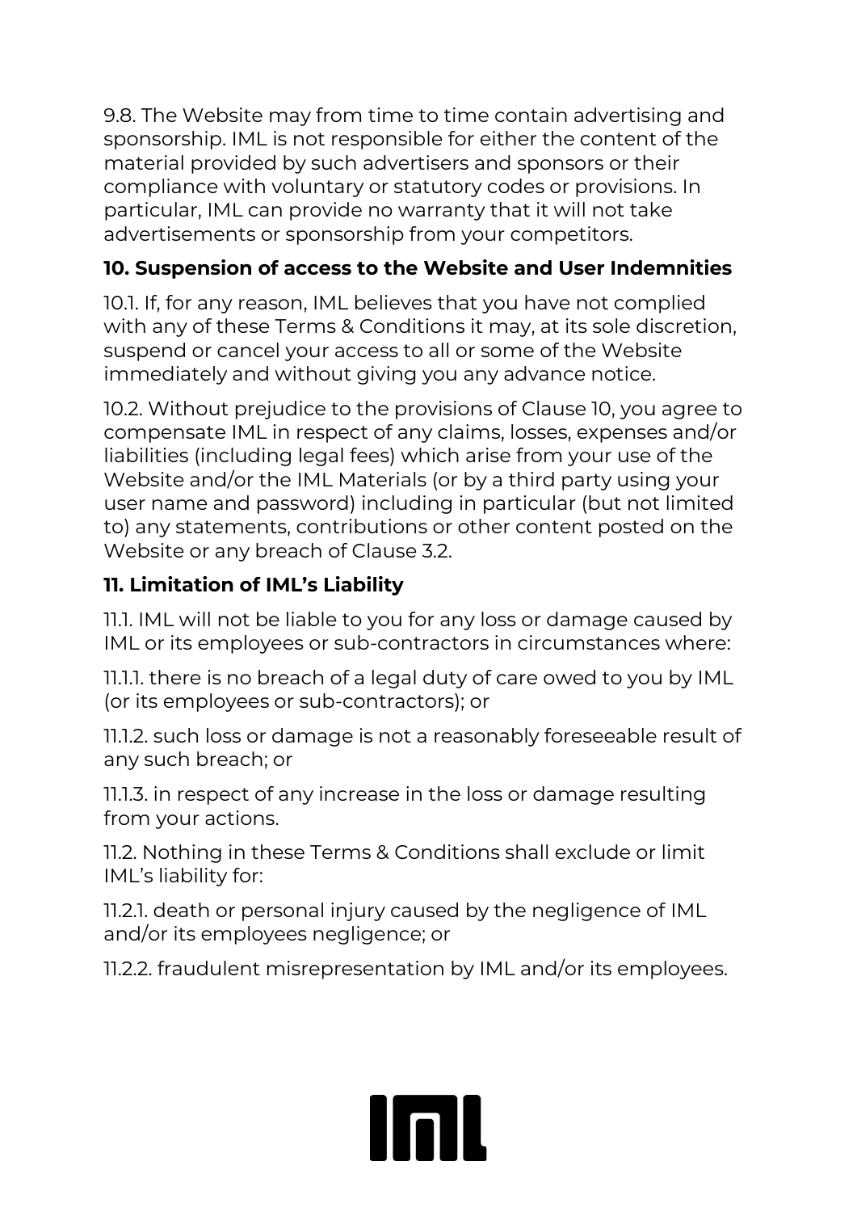9.8. The Website may from time to time contain advertising and sponsorship. IML is not responsible for either the content of the material provided by such advertisers and sponsors or their compliance with voluntary or statutory codes or provisions. In particular, IML can provide no warranty that it will not take advertisements or sponsorship from your competitors.

## 10. Suspension of access to the Website and User Indemnities

10.1. If, for any reason, IML believes that you have not complied with any of these Terms & Conditions it may, at its sole discretion, suspend or cancel your access to all or some of the Website immediately and without giving you any advance notice.

10.2. Without prejudice to the provisions of Clause 10, you agree to compensate IML in respect of any claims, losses, expenses and/or liabilities (including legal fees) which arise from your use of the Website and/or the IML Materials (or by a third party using your user name and password) including in particular (but not limited to) any statements, contributions or other content posted on the Website or any breach of Clause 3.2.

## 11. Limitation of IML's Liability

11.1. IML will not be liable to you for any loss or damage caused by IML or its employees or sub-contractors in circumstances where:

11.1.1. there is no breach of a legal duty of care owed to you by IML (or its employees or sub-contractors); or

11.1.2. such loss or damage is not a reasonably foreseeable result of any such breach; or

11.1.3. in respect of any increase in the loss or damage resulting from your actions.

11.2. Nothing in these Terms & Conditions shall exclude or limit IML's liability for:

11.2.1. death or personal injury caused by the negligence of IML and/or its employees negligence; or

11.2.2. fraudulent misrepresentation by IML and/or its employees.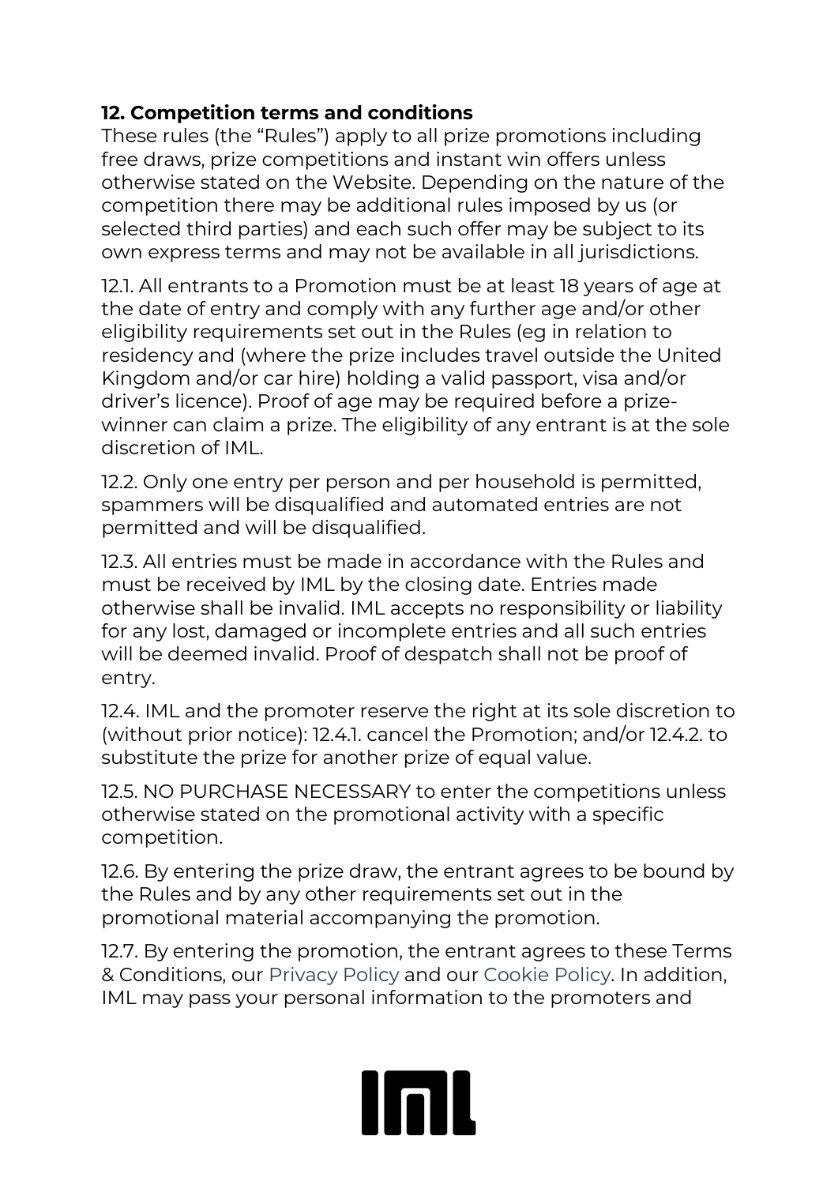## 12. Competition terms and conditions

These rules (the "Rules") apply to all prize promotions including free draws, prize competitions and instant win offers unless otherwise stated on the Website. Depending on the nature of the competition there may be additional rules imposed by us (or selected third parties) and each such offer may be subject to its own express terms and may not be available in all jurisdictions.

12.1. All entrants to a Promotion must be at least 18 years of age at the date of entry and comply with any further age and/or other eligibility requirements set out in the Rules (eg in relation to residency and (where the prize includes travel outside the United Kingdom and/or car hire) holding a valid passport, visa and/or driver's licence). Proof of age may be required before a prize-winner can claim a prize. The eligibility of any entrant is at the sole discretion of IML.

12.2. Only one entry per person and per household is permitted, spammers will be disqualified and automated entries are not permitted and will be disqualified.

12.3. All entries must be made in accordance with the Rules and must be received by IML by the closing date. Entries made otherwise shall be invalid. IML accepts no responsibility or liability for any lost, damaged or incomplete entries and all such entries will be deemed invalid. Proof of despatch shall not be proof of entry.

12.4. IML and the promoter reserve the right at its sole discretion to (without prior notice): 12.4.1. cancel the Promotion; and/or 12.4.2. to substitute the prize for another prize of equal value.

12.5. NO PURCHASE NECESSARY to enter the competitions unless otherwise stated on the promotional activity with a specific competition.

12.6. By entering the prize draw, the entrant agrees to be bound by the Rules and by any other requirements set out in the promotional material accompanying the promotion.

12.7. By entering the promotion, the entrant agrees to these Terms & Conditions, our Privacy Policy and our Cookie Policy. In addition, IML may pass your personal information to the promoters and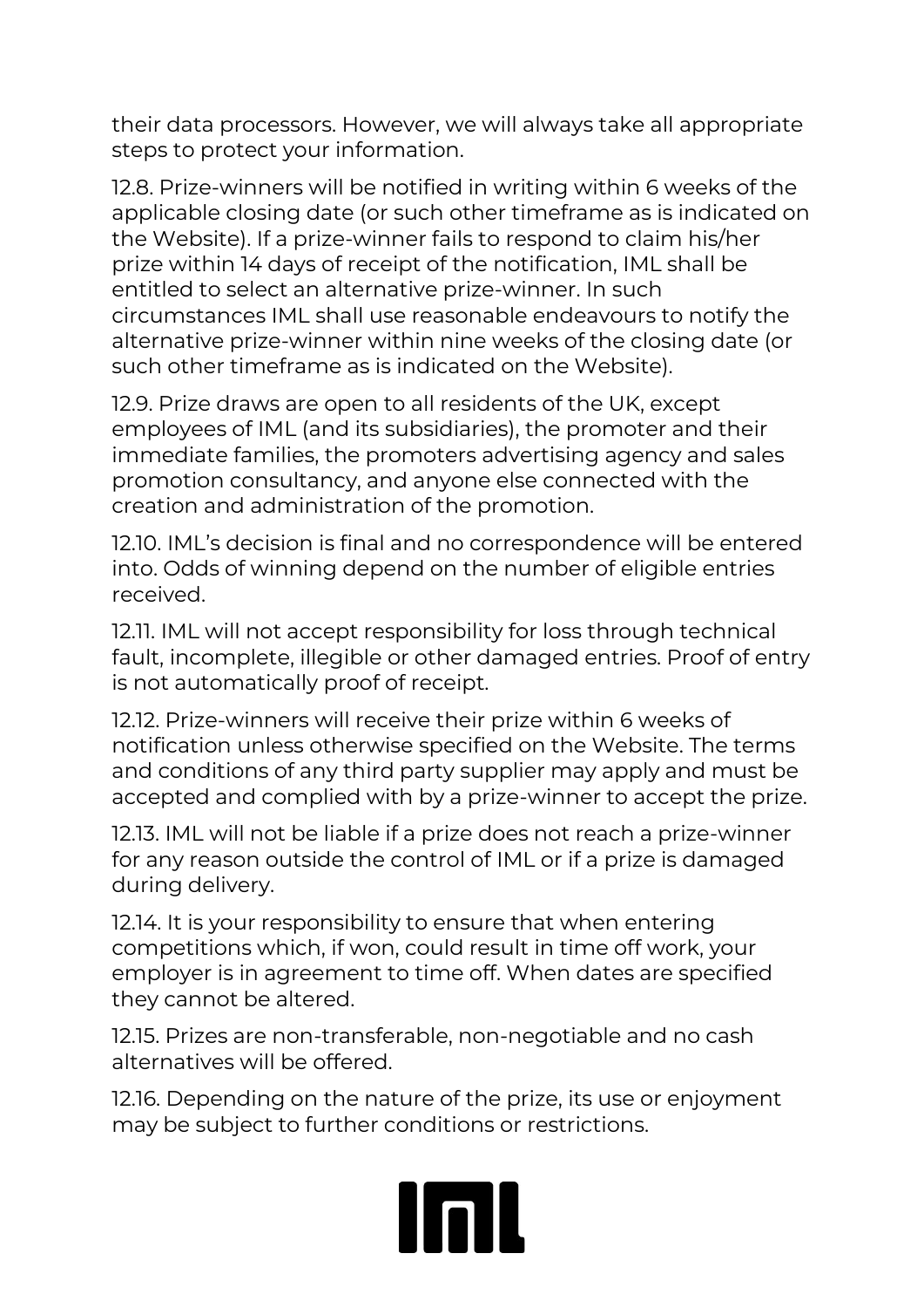their data processors. However, we will always take all appropriate steps to protect your information.

12.8. Prize-winners will be notified in writing within 6 weeks of the applicable closing date (or such other timeframe as is indicated on the Website). If a prize-winner fails to respond to claim his/her prize within 14 days of receipt of the notification, IML shall be entitled to select an alternative prize-winner. In such circumstances IML shall use reasonable endeavours to notify the alternative prize-winner within nine weeks of the closing date (or such other timeframe as is indicated on the Website).

12.9. Prize draws are open to all residents of the UK, except employees of IML (and its subsidiaries), the promoter and their immediate families, the promoters advertising agency and sales promotion consultancy, and anyone else connected with the creation and administration of the promotion.

12.10. IML's decision is final and no correspondence will be entered into. Odds of winning depend on the number of eligible entries received.

12.11. IML will not accept responsibility for loss through technical fault, incomplete, illegible or other damaged entries. Proof of entry is not automatically proof of receipt.

12.12. Prize-winners will receive their prize within 6 weeks of notification unless otherwise specified on the Website. The terms and conditions of any third party supplier may apply and must be accepted and complied with by a prize-winner to accept the prize.

12.13. IML will not be liable if a prize does not reach a prize-winner for any reason outside the control of IML or if a prize is damaged during delivery.

12.14. It is your responsibility to ensure that when entering competitions which, if won, could result in time off work, your employer is in agreement to time off. When dates are specified they cannot be altered.

12.15. Prizes are non-transferable, non-negotiable and no cash alternatives will be offered.

12.16. Depending on the nature of the prize, its use or enjoyment may be subject to further conditions or restrictions.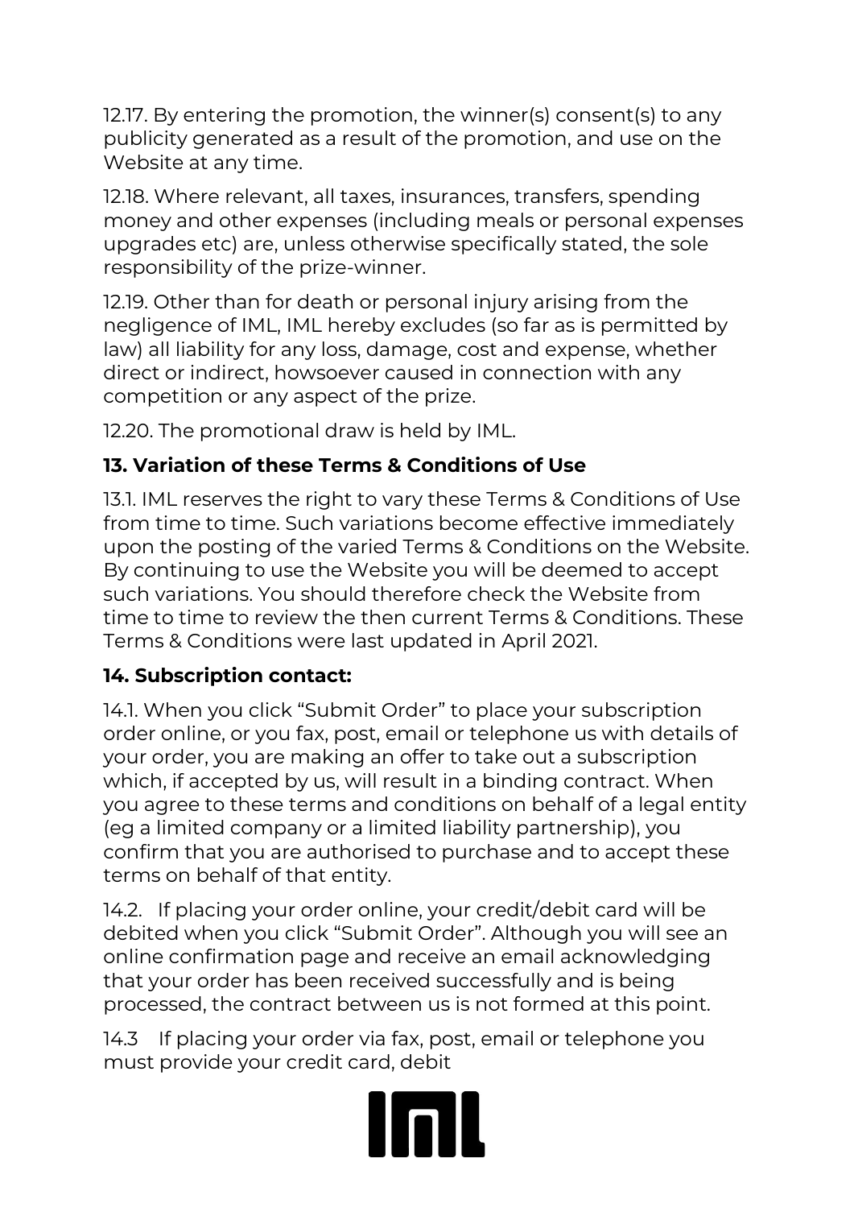12.17. By entering the promotion, the winner(s) consent(s) to any publicity generated as a result of the promotion, and use on the Website at any time.

12.18. Where relevant, all taxes, insurances, transfers, spending money and other expenses (including meals or personal expenses upgrades etc) are, unless otherwise specifically stated, the sole responsibility of the prize-winner.

12.19. Other than for death or personal injury arising from the negligence of IML, IML hereby excludes (so far as is permitted by law) all liability for any loss, damage, cost and expense, whether direct or indirect, howsoever caused in connection with any competition or any aspect of the prize.

12.20. The promotional draw is held by IML.

## 13. Variation of these Terms & Conditions of Use

13.1. IML reserves the right to vary these Terms & Conditions of Use from time to time. Such variations become effective immediately upon the posting of the varied Terms & Conditions on the Website. By continuing to use the Website you will be deemed to accept such variations. You should therefore check the Website from time to time to review the then current Terms & Conditions. These Terms & Conditions were last updated in April 2021.

## 14. Subscription contact:

14.1. When you click "Submit Order" to place your subscription order online, or you fax, post, email or telephone us with details of your order, you are making an offer to take out a subscription which, if accepted by us, will result in a binding contract. When you agree to these terms and conditions on behalf of a legal entity (eg a limited company or a limited liability partnership), you confirm that you are authorised to purchase and to accept these terms on behalf of that entity.

14.2. If placing your order online, your credit/debit card will be debited when you click "Submit Order". Although you will see an online confirmation page and receive an email acknowledging that your order has been received successfully and is being processed, the contract between us is not formed at this point.

14.3 If placing your order via fax, post, email or telephone you must provide your credit card, debit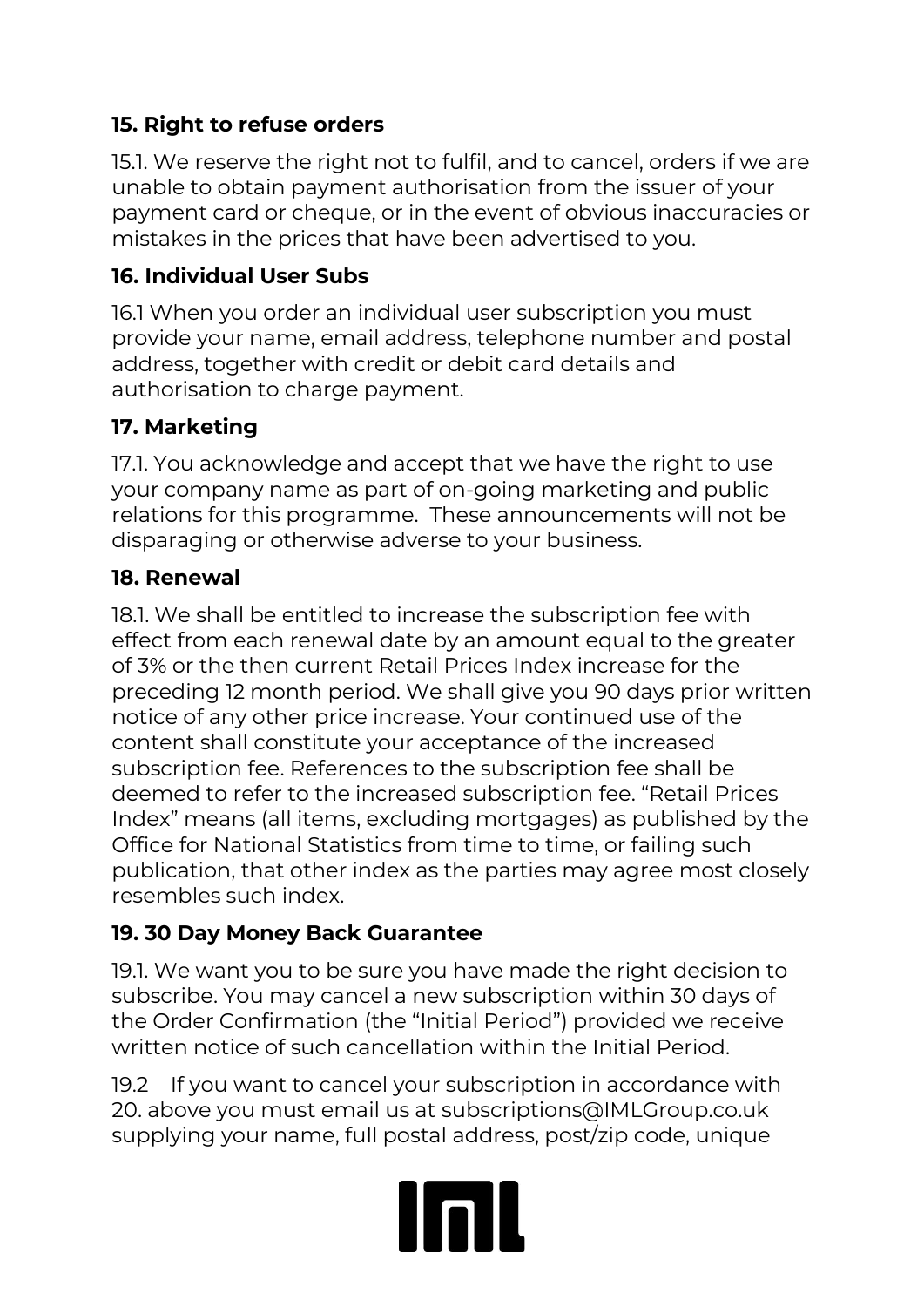## 15. Right to refuse orders

15.1. We reserve the right not to fulfil, and to cancel, orders if we are unable to obtain payment authorisation from the issuer of your payment card or cheque, or in the event of obvious inaccuracies or mistakes in the prices that have been advertised to you.

## 16. Individual User Subs

16.1 When you order an individual user subscription you must provide your name, email address, telephone number and postal address, together with credit or debit card details and authorisation to charge payment.

## 17. Marketing

17.1. You acknowledge and accept that we have the right to use your company name as part of on-going marketing and public relations for this programme. These announcements will not be disparaging or otherwise adverse to your business.

## 18. Renewal

18.1. We shall be entitled to increase the subscription fee with effect from each renewal date by an amount equal to the greater of 3% or the then current Retail Prices Index increase for the preceding 12 month period. We shall give you 90 days prior written notice of any other price increase. Your continued use of the content shall constitute your acceptance of the increased subscription fee. References to the subscription fee shall be deemed to refer to the increased subscription fee. "Retail Prices Index" means (all items, excluding mortgages) as published by the Office for National Statistics from time to time, or failing such publication, that other index as the parties may agree most closely resembles such index.

## 19. 30 Day Money Back Guarantee

19.1. We want you to be sure you have made the right decision to subscribe. You may cancel a new subscription within 30 days of the Order Confirmation (the "Initial Period") provided we receive written notice of such cancellation within the Initial Period.

19.2 If you want to cancel your subscription in accordance with 20. above you must email us at subscriptions@IMLGroup.co.uk supplying your name, full postal address, post/zip code, unique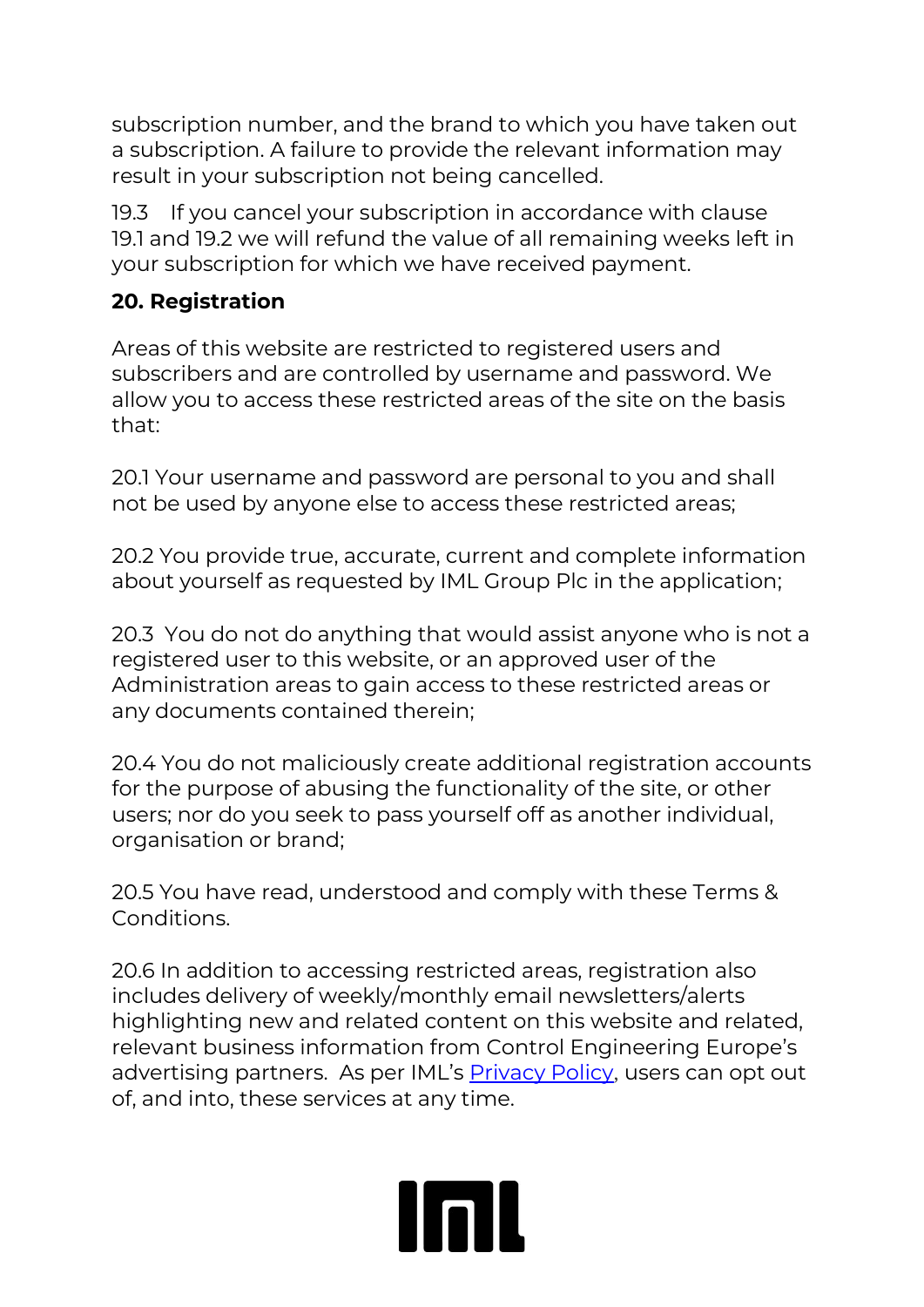subscription number, and the brand to which you have taken out a subscription. A failure to provide the relevant information may result in your subscription not being cancelled.

19.3 If you cancel your subscription in accordance with clause 19.1 and 19.2 we will refund the value of all remaining weeks left in your subscription for which we have received payment.

**20. Registration**

Areas of this website are restricted to registered users and subscribers and are controlled by username and password. We allow you to access these restricted areas of the site on the basis that:

20.1 Your username and password are personal to you and shall not be used by anyone else to access these restricted areas;

20.2 You provide true, accurate, current and complete information about yourself as requested by IML Group Plc in the application;

20.3 You do not do anything that would assist anyone who is not a registered user to this website, or an approved user of the Administration areas to gain access to these restricted areas or any documents contained therein;

20.4 You do not maliciously create additional registration accounts for the purpose of abusing the functionality of the site, or other users; nor do you seek to pass yourself off as another individual, organisation or brand;

20.5 You have read, understood and comply with these Terms & Conditions.

20.6 In addition to accessing restricted areas, registration also includes delivery of weekly/monthly email newsletters/alerts highlighting new and related content on this website and related, relevant business information from Control Engineering Europe's advertising partners. As per IML's Privacy Policy, users can opt out of, and into, these services at any time.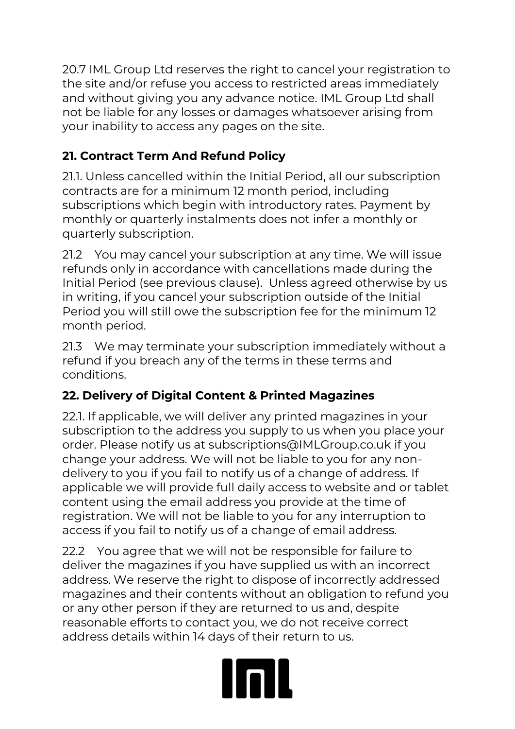20.7 IML Group Ltd reserves the right to cancel your registration to the site and/or refuse you access to restricted areas immediately and without giving you any advance notice. IML Group Ltd shall not be liable for any losses or damages whatsoever arising from your inability to access any pages on the site.

## 21. Contract Term And Refund Policy

21.1. Unless cancelled within the Initial Period, all our subscription contracts are for a minimum 12 month period, including subscriptions which begin with introductory rates. Payment by monthly or quarterly instalments does not infer a monthly or quarterly subscription.

21.2 You may cancel your subscription at any time. We will issue refunds only in accordance with cancellations made during the Initial Period (see previous clause). Unless agreed otherwise by us in writing, if you cancel your subscription outside of the Initial Period you will still owe the subscription fee for the minimum 12 month period.

21.3 We may terminate your subscription immediately without a refund if you breach any of the terms in these terms and conditions.

## 22. Delivery of Digital Content & Printed Magazines

22.1. If applicable, we will deliver any printed magazines in your subscription to the address you supply to us when you place your order. Please notify us at subscriptions@IMLGroup.co.uk if you change your address. We will not be liable to you for any non-delivery to you if you fail to notify us of a change of address. If applicable we will provide full daily access to website and or tablet content using the email address you provide at the time of registration. We will not be liable to you for any interruption to access if you fail to notify us of a change of email address.

22.2 You agree that we will not be responsible for failure to deliver the magazines if you have supplied us with an incorrect address. We reserve the right to dispose of incorrectly addressed magazines and their contents without an obligation to refund you or any other person if they are returned to us and, despite reasonable efforts to contact you, we do not receive correct address details within 14 days of their return to us.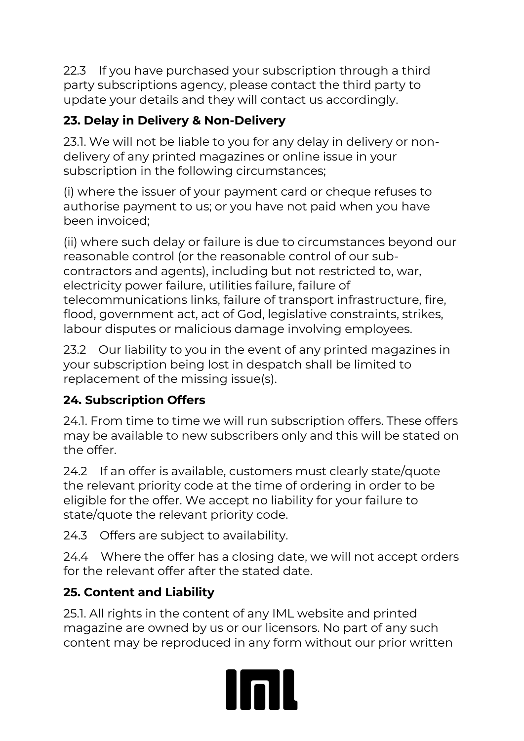22.3 If you have purchased your subscription through a third party subscriptions agency, please contact the third party to update your details and they will contact us accordingly.

## 23. Delay in Delivery & Non-Delivery

23.1. We will not be liable to you for any delay in delivery or non-delivery of any printed magazines or online issue in your subscription in the following circumstances;

(i) where the issuer of your payment card or cheque refuses to authorise payment to us; or you have not paid when you have been invoiced;

(ii) where such delay or failure is due to circumstances beyond our reasonable control (or the reasonable control of our sub-contractors and agents), including but not restricted to, war, electricity power failure, utilities failure, failure of telecommunications links, failure of transport infrastructure, fire, flood, government act, act of God, legislative constraints, strikes, labour disputes or malicious damage involving employees.

23.2 Our liability to you in the event of any printed magazines in your subscription being lost in despatch shall be limited to replacement of the missing issue(s).

## 24. Subscription Offers

24.1. From time to time we will run subscription offers. These offers may be available to new subscribers only and this will be stated on the offer.

24.2 If an offer is available, customers must clearly state/quote the relevant priority code at the time of ordering in order to be eligible for the offer. We accept no liability for your failure to state/quote the relevant priority code.

24.3 Offers are subject to availability.

24.4 Where the offer has a closing date, we will not accept orders for the relevant offer after the stated date.

## 25. Content and Liability

25.1. All rights in the content of any IML website and printed magazine are owned by us or our licensors. No part of any such content may be reproduced in any form without our prior written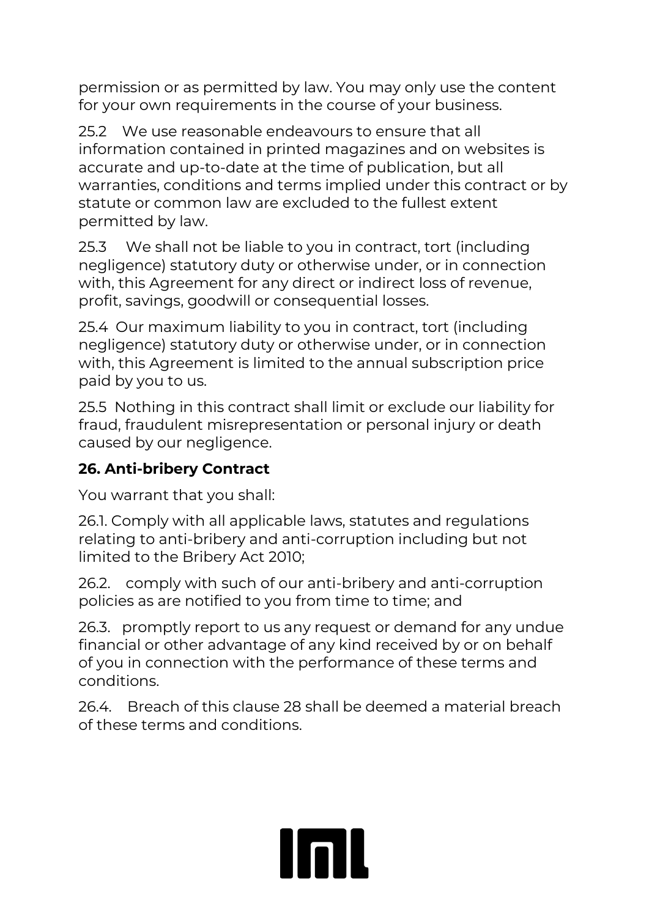permission or as permitted by law. You may only use the content for your own requirements in the course of your business.

25.2 We use reasonable endeavours to ensure that all information contained in printed magazines and on websites is accurate and up-to-date at the time of publication, but all warranties, conditions and terms implied under this contract or by statute or common law are excluded to the fullest extent permitted by law.

25.3 We shall not be liable to you in contract, tort (including negligence) statutory duty or otherwise under, or in connection with, this Agreement for any direct or indirect loss of revenue, profit, savings, goodwill or consequential losses.

25.4 Our maximum liability to you in contract, tort (including negligence) statutory duty or otherwise under, or in connection with, this Agreement is limited to the annual subscription price paid by you to us.

25.5 Nothing in this contract shall limit or exclude our liability for fraud, fraudulent misrepresentation or personal injury or death caused by our negligence.

**26. Anti-bribery Contract**

You warrant that you shall:

26.1. Comply with all applicable laws, statutes and regulations relating to anti-bribery and anti-corruption including but not limited to the Bribery Act 2010;

26.2. comply with such of our anti-bribery and anti-corruption policies as are notified to you from time to time; and

26.3. promptly report to us any request or demand for any undue financial or other advantage of any kind received by or on behalf of you in connection with the performance of these terms and conditions.

26.4. Breach of this clause 28 shall be deemed a material breach of these terms and conditions.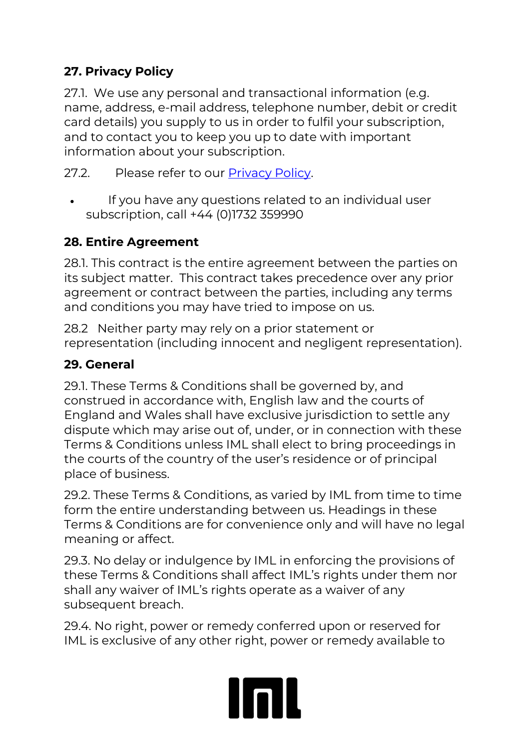## 27. Privacy Policy

27.1. We use any personal and transactional information (e.g. name, address, e-mail address, telephone number, debit or credit card details) you supply to us in order to fulfil your subscription, and to contact you to keep you up to date with important information about your subscription.

27.2. Please refer to our Privacy Policy.

- If you have any questions related to an individual user subscription, call +44 (0)1732 359990

## 28. Entire Agreement

28.1. This contract is the entire agreement between the parties on its subject matter. This contract takes precedence over any prior agreement or contract between the parties, including any terms and conditions you may have tried to impose on us.

28.2 Neither party may rely on a prior statement or representation (including innocent and negligent representation).

## 29. General

29.1. These Terms & Conditions shall be governed by, and construed in accordance with, English law and the courts of England and Wales shall have exclusive jurisdiction to settle any dispute which may arise out of, under, or in connection with these Terms & Conditions unless IML shall elect to bring proceedings in the courts of the country of the user's residence or of principal place of business.

29.2. These Terms & Conditions, as varied by IML from time to time form the entire understanding between us. Headings in these Terms & Conditions are for convenience only and will have no legal meaning or affect.

29.3. No delay or indulgence by IML in enforcing the provisions of these Terms & Conditions shall affect IML's rights under them nor shall any waiver of IML's rights operate as a waiver of any subsequent breach.

29.4. No right, power or remedy conferred upon or reserved for IML is exclusive of any other right, power or remedy available to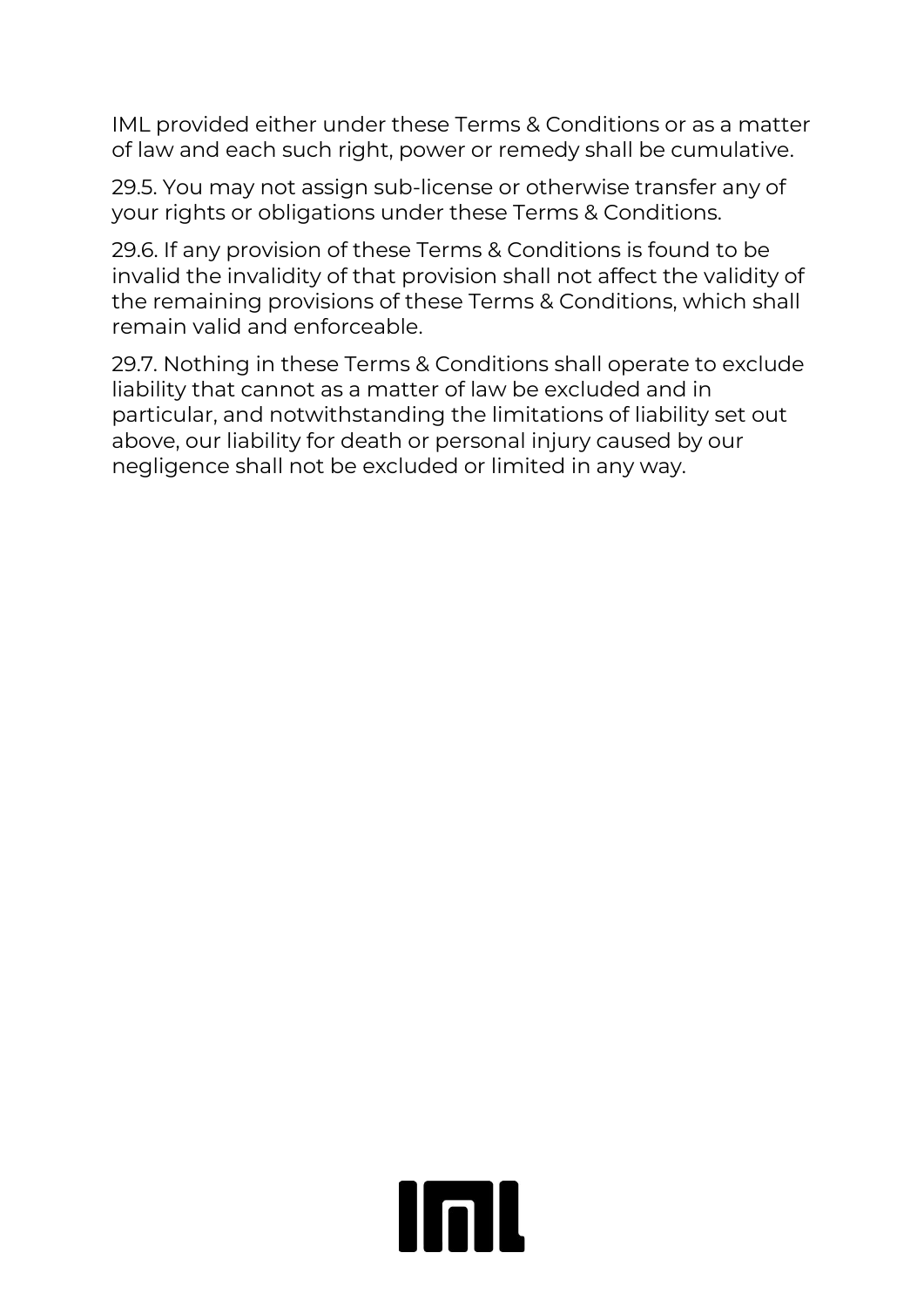IML provided either under these Terms & Conditions or as a matter of law and each such right, power or remedy shall be cumulative.

29.5. You may not assign sub-license or otherwise transfer any of your rights or obligations under these Terms & Conditions.

29.6. If any provision of these Terms & Conditions is found to be invalid the invalidity of that provision shall not affect the validity of the remaining provisions of these Terms & Conditions, which shall remain valid and enforceable.

29.7. Nothing in these Terms & Conditions shall operate to exclude liability that cannot as a matter of law be excluded and in particular, and notwithstanding the limitations of liability set out above, our liability for death or personal injury caused by our negligence shall not be excluded or limited in any way.